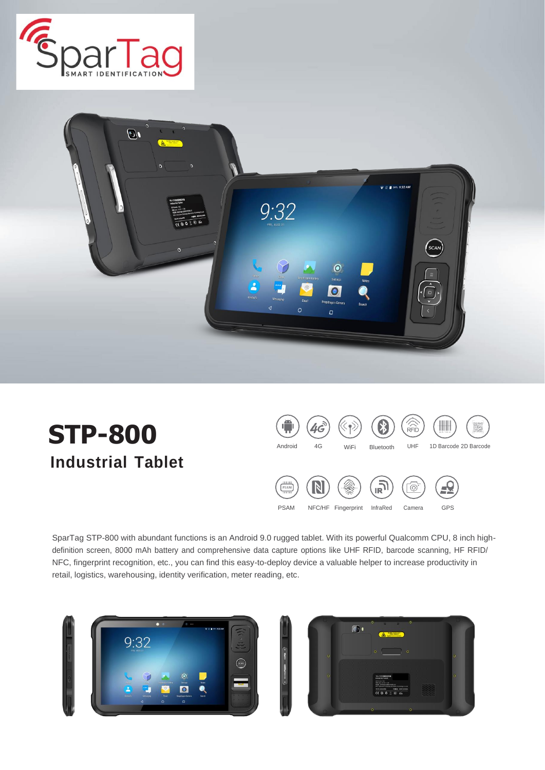# STP-800

## Industrial Tablet

Android | 4G | WiFi | Bluetooth | UHF | 1D Barcode 2D Barcode

PSAM | NFC/HF | Fingerprint | InfraRed | Camera | GPS

SparTag STP-800 with abundant functions is an Android 9.0 rugged tablet. With its powerful Qualcomm CPU, 8 inch high-definition screen, 8000 mAh battery and comprehensive data capture options like UHF RFID, barcode scanning, HF RFID/ NFC, fingerprint recognition, etc., you can find this easy-to-deploy device a valuable helper to increase productivity in retail, logistics, warehousing, identity verification, meter reading, etc.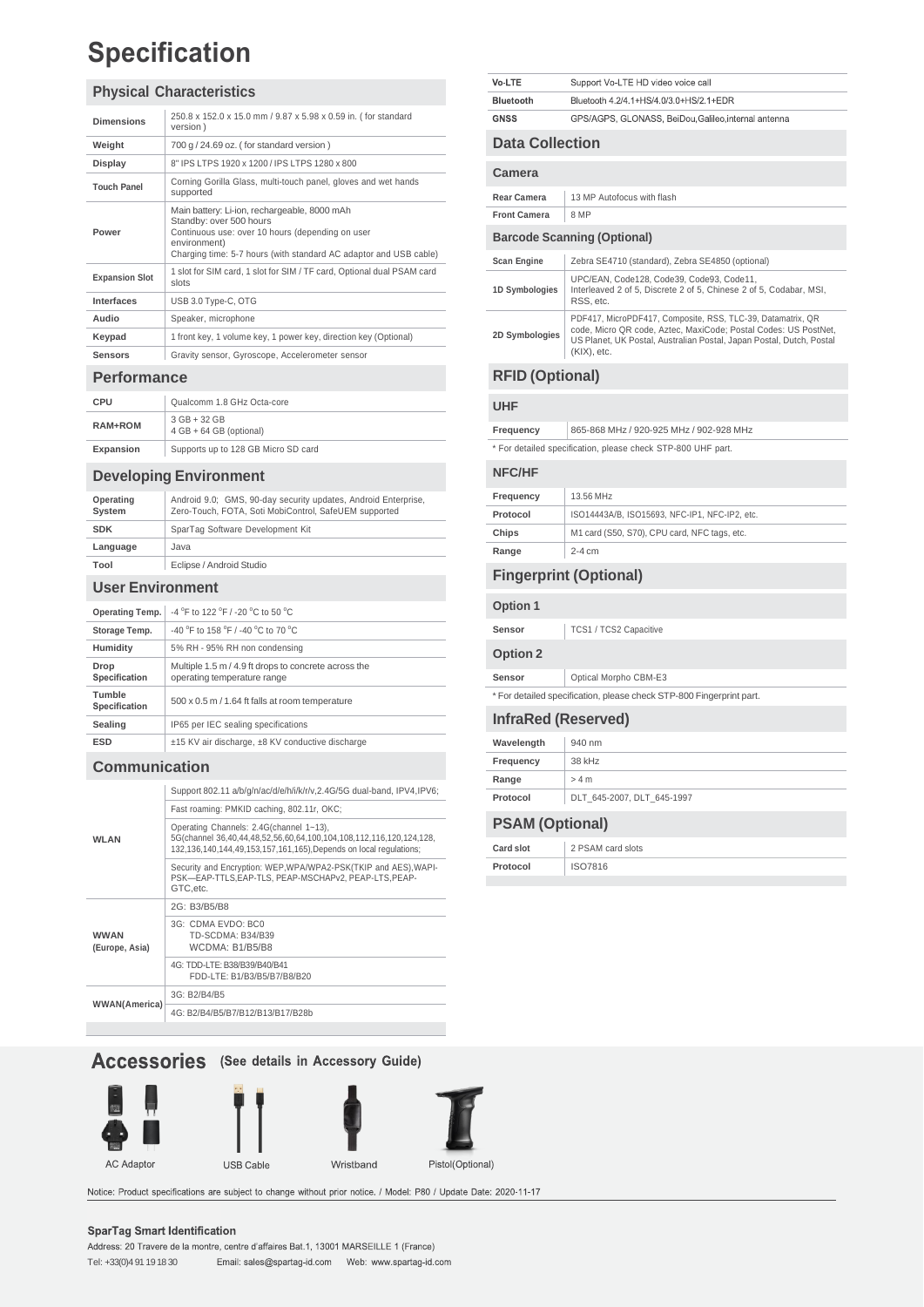# Specification

## Physical Characteristics

| | |
|---|---|
| **Dimensions** | 250.8 x 152.0 x 15.0 mm / 9.87 x 5.98 x 0.59 in. ( for standard version ) |
| **Weight** | 700 g / 24.69 oz. ( for standard version ) |
| **Display** | 8" IPS LTPS 1920 x 1200 / IPS LTPS 1280 x 800 |
| **Touch Panel** | Corning Gorilla Glass, multi-touch panel, gloves and wet hands supported |
| **Power** | Main battery: Li-ion, rechargeable, 8000 mAh<br>Standby: over 500 hours<br>Continuous use: over 10 hours (depending on user environment)<br>Charging time: 5-7 hours (with standard AC adaptor and USB cable) |
| **Expansion Slot** | 1 slot for SIM card, 1 slot for SIM / TF card, Optional dual PSAM card slots |
| **Interfaces** | USB 3.0 Type-C, OTG |
| **Audio** | Speaker, microphone |
| **Keypad** | 1 front key, 1 volume key, 1 power key, direction key (Optional) |
| **Sensors** | Gravity sensor, Gyroscope, Accelerometer sensor |

## Performance

| | |
|---|---|
| **CPU** | Qualcomm 1.8 GHz Octa-core |
| **RAM+ROM** | 3 GB + 32 GB<br>4 GB + 64 GB (optional) |
| **Expansion** | Supports up to 128 GB Micro SD card |

## Developing Environment

| | |
|---|---|
| **Operating System** | Android 9.0; GMS, 90-day security updates, Android Enterprise, Zero-Touch, FOTA, Soti MobiControl, SafeUEM supported |
| **SDK** | SparTag Software Development Kit |
| **Language** | Java |
| **Tool** | Eclipse / Android Studio |

## User Environment

| | |
|---|---|
| **Operating Temp.** | -4 °F to 122 °F / -20 °C to 50 °C |
| **Storage Temp.** | -40 °F to 158 °F / -40 °C to 70 °C |
| **Humidity** | 5% RH - 95% RH non condensing |
| **Drop Specification** | Multiple 1.5 m / 4.9 ft drops to concrete across the operating temperature range |
| **Tumble Specification** | 500 x 0.5 m / 1.64 ft falls at room temperature |
| **Sealing** | IP65 per IEC sealing specifications |
| **ESD** | ±15 KV air discharge, ±8 KV conductive discharge |

## Communication

| | |
|---|---|
| **WLAN** | Support 802.11 a/b/g/n/ac/d/e/h/i/k/r/v,2.4G/5G dual-band, IPV4,IPV6;<br>Fast roaming: PMKID caching, 802.11r, OKC;<br>Operating Channels: 2.4G(channel 1~13), 5G(channel 36,40,44,48,52,56,60,64,100,104,108,112,116,120,124,128, 132,136,140,144,49,153,157,161,165),Depends on local regulations;<br>Security and Encryption: WEP,WPA/WPA2-PSK(TKIP and AES),WAPI-PSK—EAP-TTLS,EAP-TLS, PEAP-MSCHAPv2, PEAP-LTS,PEAP-GTC,etc. |
| **WWAN (Europe, Asia)** | 2G: B3/B5/B8<br>3G: CDMA EVDO: BC0<br>TD-SCDMA: B34/B39<br>WCDMA: B1/B5/B8<br>4G: TDD-LTE: B38/B39/B40/B41<br>FDD-LTE: B1/B3/B5/B7/B8/B20 |
| **WWAN(America)** | 3G: B2/B4/B5<br>4G: B2/B4/B5/B7/B12/B13/B17/B28b |
| **Vo-LTE** | Support Vo-LTE HD video voice call |
| **Bluetooth** | Bluetooth 4.2/4.1+HS/4.0/3.0+HS/2.1+EDR |
| **GNSS** | GPS/AGPS, GLONASS, BeiDou,Galileo,internal antenna |

## Data Collection

### Camera

| | |
|---|---|
| **Rear Camera** | 13 MP Autofocus with flash |
| **Front Camera** | 8 MP |

### Barcode Scanning (Optional)

| | |
|---|---|
| **Scan Engine** | Zebra SE4710 (standard), Zebra SE4850 (optional) |
| **1D Symbologies** | UPC/EAN, Code128, Code39, Code93, Code11, Interleaved 2 of 5, Discrete 2 of 5, Chinese 2 of 5, Codabar, MSI, RSS, etc. |
| **2D Symbologies** | PDF417, MicroPDF417, Composite, RSS, TLC-39, Datamatrix, QR code, Micro QR code, Aztec, MaxiCode; Postal Codes: US PostNet, US Planet, UK Postal, Australian Postal, Japan Postal, Dutch, Postal (KIX), etc. |

## RFID (Optional)

### UHF

| | |
|---|---|
| **Frequency** | 865-868 MHz / 920-925 MHz / 902-928 MHz |

* For detailed specification, please check STP-800 UHF part.

### NFC/HF

| | |
|---|---|
| **Frequency** | 13.56 MHz |
| **Protocol** | ISO14443A/B, ISO15693, NFC-IP1, NFC-IP2, etc. |
| **Chips** | M1 card (S50, S70), CPU card, NFC tags, etc. |
| **Range** | 2-4 cm |

## Fingerprint (Optional)

### Option 1

| | |
|---|---|
| **Sensor** | TCS1 / TCS2 Capacitive |

### Option 2

| | |
|---|---|
| **Sensor** | Optical Morpho CBM-E3 |

* For detailed specification, please check STP-800 Fingerprint part.

## InfraRed (Reserved)

| | |
|---|---|
| **Wavelength** | 940 nm |
| **Frequency** | 38 kHz |
| **Range** | > 4 m |
| **Protocol** | DLT_645-2007, DLT_645-1997 |

## PSAM (Optional)

| | |
|---|---|
| **Card slot** | 2 PSAM card slots |
| **Protocol** | ISO7816 |

# Accessories (See details in Accessory Guide)

AC Adaptor | USB Cable | Wristband | Pistol(Optional)

Notice: Product specifications are subject to change without prior notice. / Model: P80 / Update Date: 2020-11-17

**SparTag Smart Identification**
Address: 20 Travere de la montre, centre d'affaires Bat.1, 13001 MARSEILLE 1 (France)
Tel: +33(0)4 91 19 18 30 Email: sales@spartag-id.com Web: www.spartag-id.com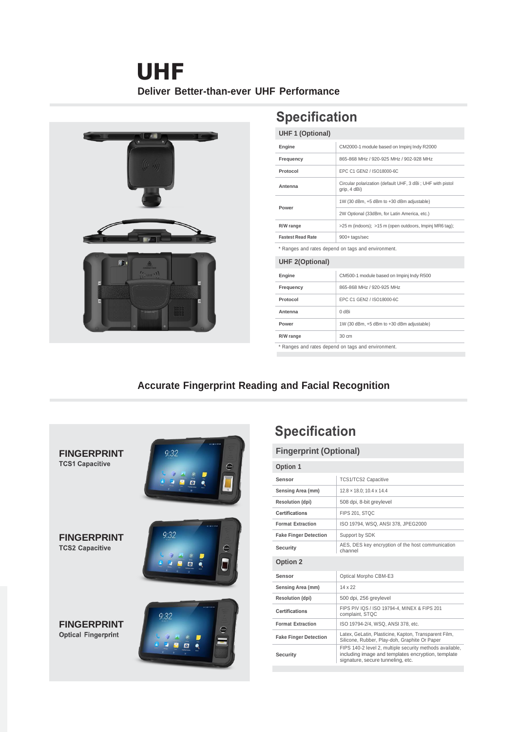# UHF

**Deliver Better-than-ever UHF Performance**

## Specification

### UHF 1 (Optional)

| | |
|---|---|
| Engine | CM2000-1 module based on Impinj Indy R2000 |
| Frequency | 865-868 MHz / 920-925 MHz / 902-928 MHz |
| Protocol | EPC C1 GEN2 / ISO18000-6C |
| Antenna | Circular polarization (default UHF, 3 dBi ; UHF with pistol grip, 4 dBi) |
| Power | 1W (30 dBm, +5 dBm to +30 dBm adjustable) |
| | 2W Optional (33dBm, for Latin America, etc.) |
| R/W range | >25 m (indoors); >15 m (open outdoors, Impinj MR6 tag); |
| Fastest Read Rate | 900+ tags/sec |

* Ranges and rates depend on tags and environment.

### UHF 2(Optional)

| | |
|---|---|
| Engine | CM500-1 module based on Impinj Indy R500 |
| Frequency | 865-868 MHz / 920-925 MHz |
| Protocol | EPC C1 GEN2 / ISO18000-6C |
| Antenna | 0 dBi |
| Power | 1W (30 dBm, +5 dBm to +30 dBm adjustable) |
| R/W range | 30 cm |

* Ranges and rates depend on tags and environment.

**Accurate Fingerprint Reading and Facial Recognition**

**FINGERPRINT**
**TCS1 Capacitive**

**FINGERPRINT**
**TCS2 Capacitive**

**FINGERPRINT**
**Optical Fingerprint**

## Specification

### Fingerprint (Optional)

#### Option 1

| | |
|---|---|
| Sensor | TCS1/TCS2 Capacitive |
| Sensing Area (mm) | 12.8 × 18.0; 10.4 x 14.4 |
| Resolution (dpi) | 508 dpi, 8-bit greylevel |
| Certifications | FIPS 201, STQC |
| Format Extraction | ISO 19794, WSQ, ANSI 378, JPEG2000 |
| Fake Finger Detection | Support by SDK |
| Security | AES, DES key encryption of the host communication channel |

#### Option 2

| | |
|---|---|
| Sensor | Optical Morpho CBM-E3 |
| Sensing Area (mm) | 14 x 22 |
| Resolution (dpi) | 500 dpi, 256 greylevel |
| Certifications | FIPS PIV IQS / ISO 19794-4, MINEX & FIPS 201 complaint, STQC |
| Format Extraction | ISO 19794-2/4, WSQ, ANSI 378, etc. |
| Fake Finger Detection | Latex, GeLatin, Plasticine, Kapton, Transparent Film, Silicone, Rubber, Play-doh, Graphite Or Paper |
| Security | FIPS 140-2 level 2, multiple security methods available, including image and templates encryption, template signature, secure tunneling, etc. |